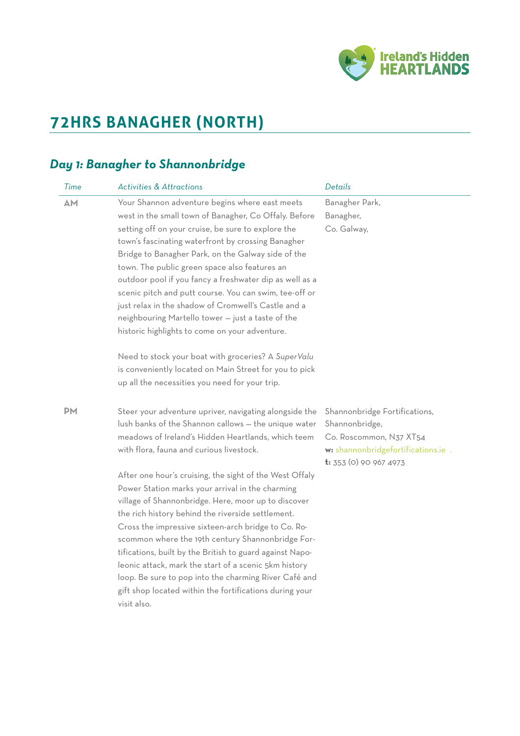# 72HRS BANAGHER (NORTH)

## *Day 1: Banagher to Shannonbridge*

| *Time* | *Activities & Attractions* | *Details* |
|---|---|---|
| **AM** | Your Shannon adventure begins where east meets west in the small town of Banagher, Co Offaly. Before setting off on your cruise, be sure to explore the town's fascinating waterfront by crossing Banagher Bridge to Banagher Park, on the Galway side of the town. The public green space also features an outdoor pool if you fancy a freshwater dip as well as a scenic pitch and putt course. You can swim, tee-off or just relax in the shadow of Cromwell's Castle and a neighbouring Martello tower – just a taste of the historic highlights to come on your adventure.<br><br>Need to stock your boat with groceries? A *SuperValu* is conveniently located on Main Street for you to pick up all the necessities you need for your trip. | Banagher Park,<br>Banagher,<br>Co. Galway, |
| **PM** | Steer your adventure upriver, navigating alongside the lush banks of the Shannon callows – the unique water meadows of Ireland's Hidden Heartlands, which teem with flora, fauna and curious livestock.<br><br>After one hour's cruising, the sight of the West Offaly Power Station marks your arrival in the charming village of Shannonbridge. Here, moor up to discover the rich history behind the riverside settlement. Cross the impressive sixteen-arch bridge to Co. Roscommon where the 19th century Shannonbridge Fortifications, built by the British to guard against Napoleonic attack, mark the start of a scenic 5km history loop. Be sure to pop into the charming River Café and gift shop located within the fortifications during your visit also. | Shannonbridge Fortifications,<br>Shannonbridge,<br>Co. Roscommon, N37 XT54<br>**w:** shannonbridgefortifications.ie<br>**t:** 353 (0) 90 967 4973 |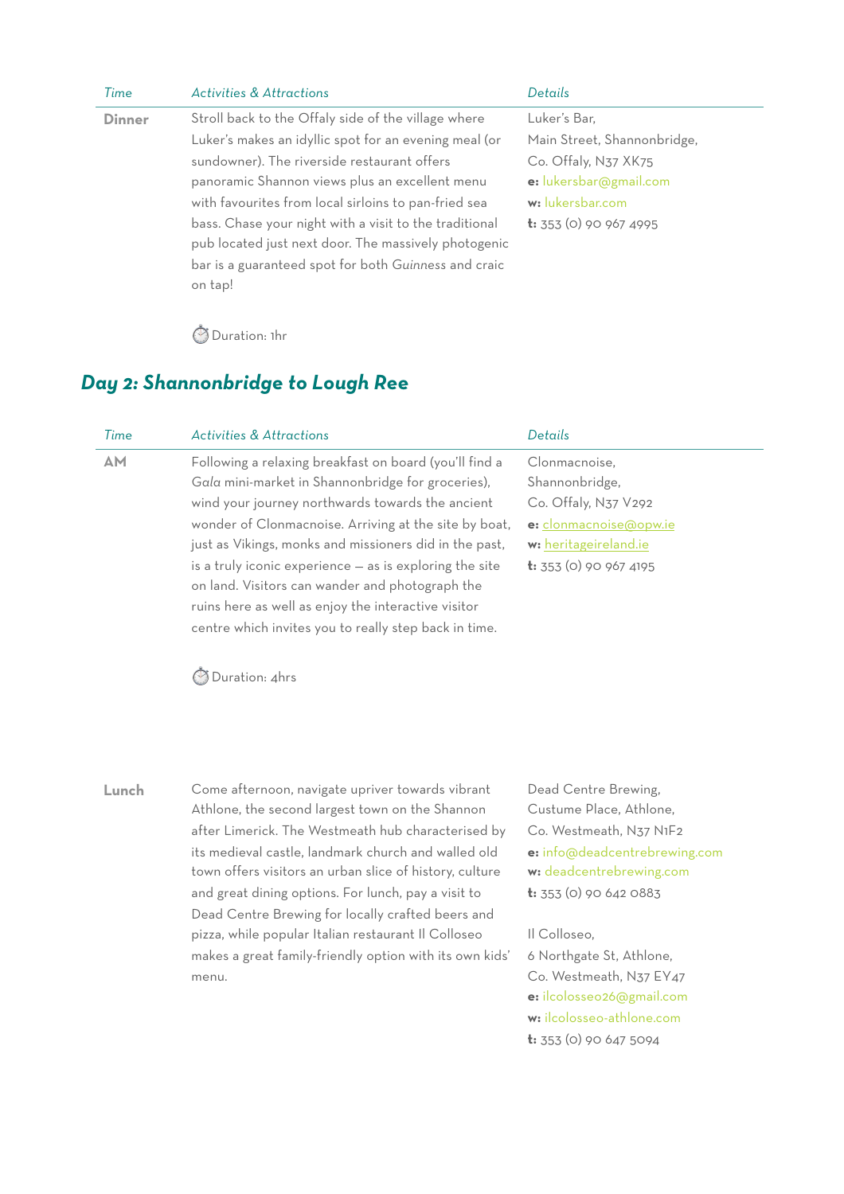| Time | Activities & Attractions | Details |
|---|---|---|
| **Dinner** | Stroll back to the Offaly side of the village where Luker's makes an idyllic spot for an evening meal (or sundowner). The riverside restaurant offers panoramic Shannon views plus an excellent menu with favourites from local sirloins to pan-fried sea bass. Chase your night with a visit to the traditional pub located just next door. The massively photogenic bar is a guaranteed spot for both *Guinness* and craic on tap!<br><br>⏱ Duration: 1hr | Luker's Bar,<br>Main Street, Shannonbridge,<br>Co. Offaly, N37 XK75<br>**e:** lukersbar@gmail.com<br>**w:** lukersbar.com<br>**t:** 353 (0) 90 967 4995 |

## *Day 2: Shannonbridge to Lough Ree*

| Time | Activities & Attractions | Details |
|---|---|---|
| **AM** | Following a relaxing breakfast on board (you'll find a *Gala* mini-market in Shannonbridge for groceries), wind your journey northwards towards the ancient wonder of Clonmacnoise. Arriving at the site by boat, just as Vikings, monks and missioners did in the past, is a truly iconic experience – as is exploring the site on land. Visitors can wander and photograph the ruins here as well as enjoy the interactive visitor centre which invites you to really step back in time.<br><br>⏱ Duration: 4hrs | Clonmacnoise,<br>Shannonbridge,<br>Co. Offaly, N37 V292<br>**e:** clonmacnoise@opw.ie<br>**w:** heritageireland.ie<br>**t:** 353 (0) 90 967 4195 |
| **Lunch** | Come afternoon, navigate upriver towards vibrant Athlone, the second largest town on the Shannon after Limerick. The Westmeath hub characterised by its medieval castle, landmark church and walled old town offers visitors an urban slice of history, culture and great dining options. For lunch, pay a visit to Dead Centre Brewing for locally crafted beers and pizza, while popular Italian restaurant Il Colloseo makes a great family-friendly option with its own kids' menu. | Dead Centre Brewing,<br>Custume Place, Athlone,<br>Co. Westmeath, N37 N1F2<br>**e:** info@deadcentrebrewing.com<br>**w:** deadcentrebrewing.com<br>**t:** 353 (0) 90 642 0883<br><br>Il Colloseo,<br>6 Northgate St, Athlone,<br>Co. Westmeath, N37 EY47<br>**e:** ilcolosseo26@gmail.com<br>**w:** ilcolosseo-athlone.com<br>**t:** 353 (0) 90 647 5094 |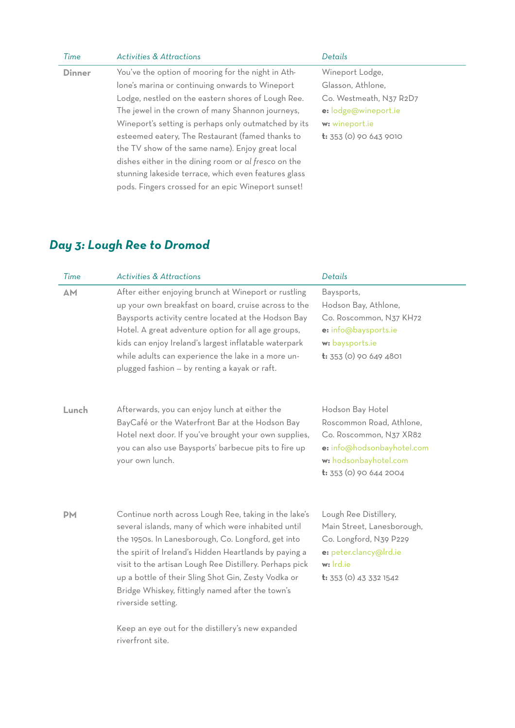| Time | Activities & Attractions | Details |
| --- | --- | --- |
| **Dinner** | You've the option of mooring for the night in Athlone's marina or continuing onwards to Wineport Lodge, nestled on the eastern shores of Lough Ree. The jewel in the crown of many Shannon journeys, Wineport's setting is perhaps only outmatched by its esteemed eatery, The Restaurant (famed thanks to the TV show of the same name). Enjoy great local dishes either in the dining room or *al fresco* on the stunning lakeside terrace, which even features glass pods. Fingers crossed for an epic Wineport sunset! | Wineport Lodge, Glasson, Athlone, Co. Westmeath, N37 R2D7<br>**e:** lodge@wineport.ie<br>**w:** wineport.ie<br>**t:** 353 (0) 90 643 9010 |

## *Day 3: Lough Ree to Dromod*

| Time | Activities & Attractions | Details |
| --- | --- | --- |
| **AM** | After either enjoying brunch at Wineport or rustling up your own breakfast on board, cruise across to the Baysports activity centre located at the Hodson Bay Hotel. A great adventure option for all age groups, kids can enjoy Ireland's largest inflatable waterpark while adults can experience the lake in a more unplugged fashion – by renting a kayak or raft. | Baysports, Hodson Bay, Athlone, Co. Roscommon, N37 KH72<br>**e:** info@baysports.ie<br>**w:** baysports.ie<br>**t:** 353 (0) 90 649 4801 |
| **Lunch** | Afterwards, you can enjoy lunch at either the BayCafé or the Waterfront Bar at the Hodson Bay Hotel next door. If you've brought your own supplies, you can also use Baysports' barbecue pits to fire up your own lunch. | Hodson Bay Hotel Roscommon Road, Athlone, Co. Roscommon, N37 XR82<br>**e:** info@hodsonbayhotel.com<br>**w:** hodsonbayhotel.com<br>**t:** 353 (0) 90 644 2004 |
| **PM** | Continue north across Lough Ree, taking in the lake's several islands, many of which were inhabited until the 1950s. In Lanesborough, Co. Longford, get into the spirit of Ireland's Hidden Heartlands by paying a visit to the artisan Lough Ree Distillery. Perhaps pick up a bottle of their Sling Shot Gin, Zesty Vodka or Bridge Whiskey, fittingly named after the town's riverside setting.<br><br>Keep an eye out for the distillery's new expanded riverfront site. | Lough Ree Distillery, Main Street, Lanesborough, Co. Longford, N39 P229<br>**e:** peter.clancy@lrd.ie<br>**w:** lrd.ie<br>**t:** 353 (0) 43 332 1542 |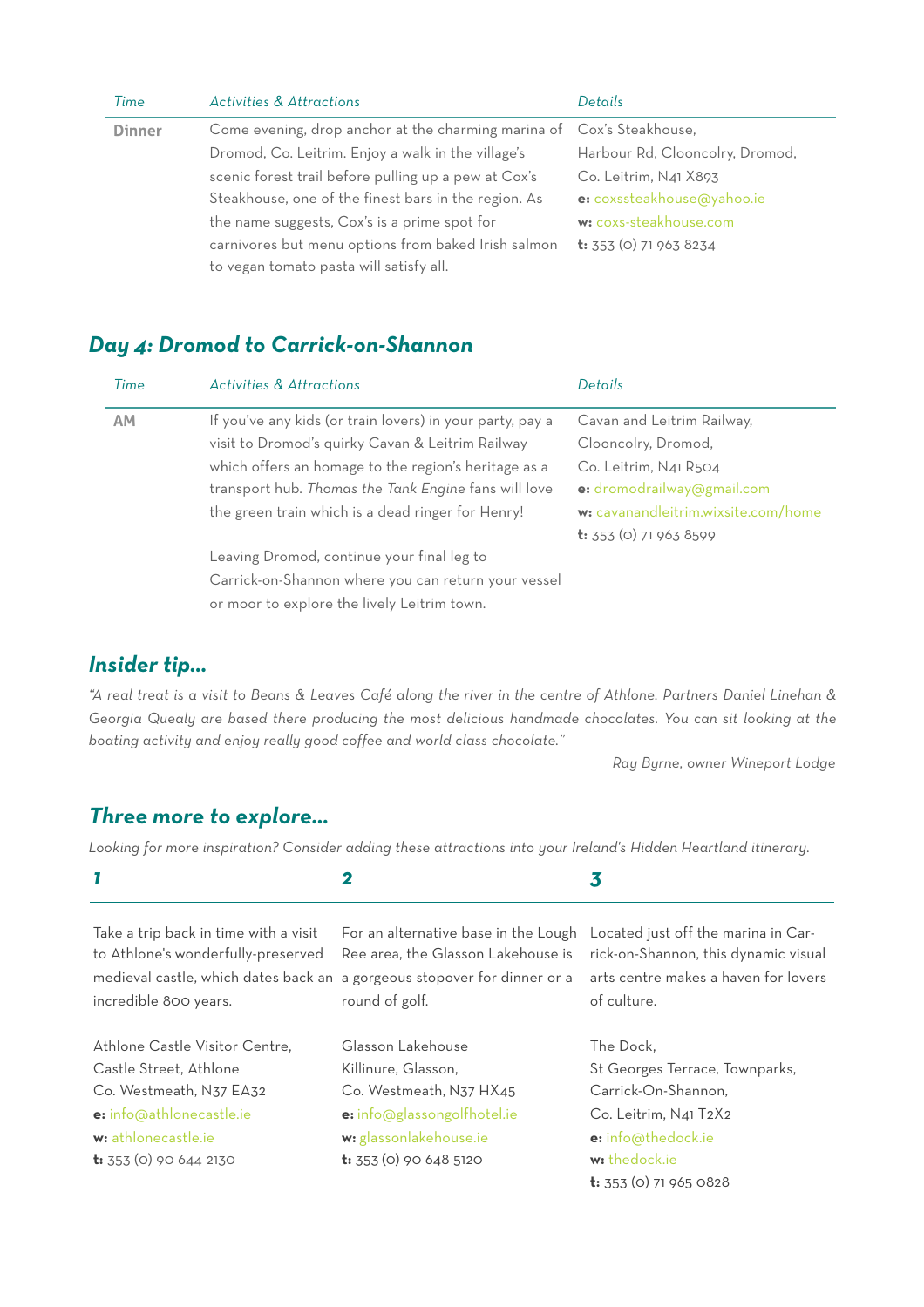| Time | Activities & Attractions | Details |
|---|---|---|
| **Dinner** | Come evening, drop anchor at the charming marina of Dromod, Co. Leitrim. Enjoy a walk in the village's scenic forest trail before pulling up a pew at Cox's Steakhouse, one of the finest bars in the region. As the name suggests, Cox's is a prime spot for carnivores but menu options from baked Irish salmon to vegan tomato pasta will satisfy all. | Cox's Steakhouse, Harbour Rd, Clooncolry, Dromod, Co. Leitrim, N41 X893 **e:** coxssteakhouse@yahoo.ie **w:** coxs-steakhouse.com **t:** 353 (0) 71 963 8234 |

## *Day 4: Dromod to Carrick-on-Shannon*

| Time | Activities & Attractions | Details |
|---|---|---|
| **AM** | If you've any kids (or train lovers) in your party, pay a visit to Dromod's quirky Cavan & Leitrim Railway which offers an homage to the region's heritage as a transport hub. *Thomas the Tank Engine* fans will love the green train which is a dead ringer for Henry!<br><br>Leaving Dromod, continue your final leg to Carrick-on-Shannon where you can return your vessel or moor to explore the lively Leitrim town. | Cavan and Leitrim Railway, Clooncolry, Dromod, Co. Leitrim, N41 R504 **e:** dromodrailway@gmail.com **w:** cavanandleitrim.wixsite.com/home **t:** 353 (0) 71 963 8599 |

## *Insider tip...*

*"A real treat is a visit to Beans & Leaves Café along the river in the centre of Athlone. Partners Daniel Linehan & Georgia Quealy are based there producing the most delicious handmade chocolates. You can sit looking at the boating activity and enjoy really good coffee and world class chocolate."*

*Ray Byrne, owner Wineport Lodge*

## *Three more to explore...*

*Looking for more inspiration? Consider adding these attractions into your Ireland's Hidden Heartland itinerary.*

| 1 | 2 | 3 |
|---|---|---|
| Take a trip back in time with a visit to Athlone's wonderfully-preserved medieval castle, which dates back an incredible 800 years. | For an alternative base in the Lough Ree area, the Glasson Lakehouse is a gorgeous stopover for dinner or a round of golf. | Located just off the marina in Carrick-on-Shannon, this dynamic visual arts centre makes a haven for lovers of culture. |
| Athlone Castle Visitor Centre, Castle Street, Athlone Co. Westmeath, N37 EA32 **e:** info@athlonecastle.ie **w:** athlonecastle.ie **t:** 353 (0) 90 644 2130 | Glasson Lakehouse Killinure, Glasson, Co. Westmeath, N37 HX45 **e:** info@glassongolfhotel.ie **w:** glassonlakehouse.ie **t:** 353 (0) 90 648 5120 | The Dock, St Georges Terrace, Townparks, Carrick-On-Shannon, Co. Leitrim, N41 T2X2 **e:** info@thedock.ie **w:** thedock.ie **t:** 353 (0) 71 965 0828 |